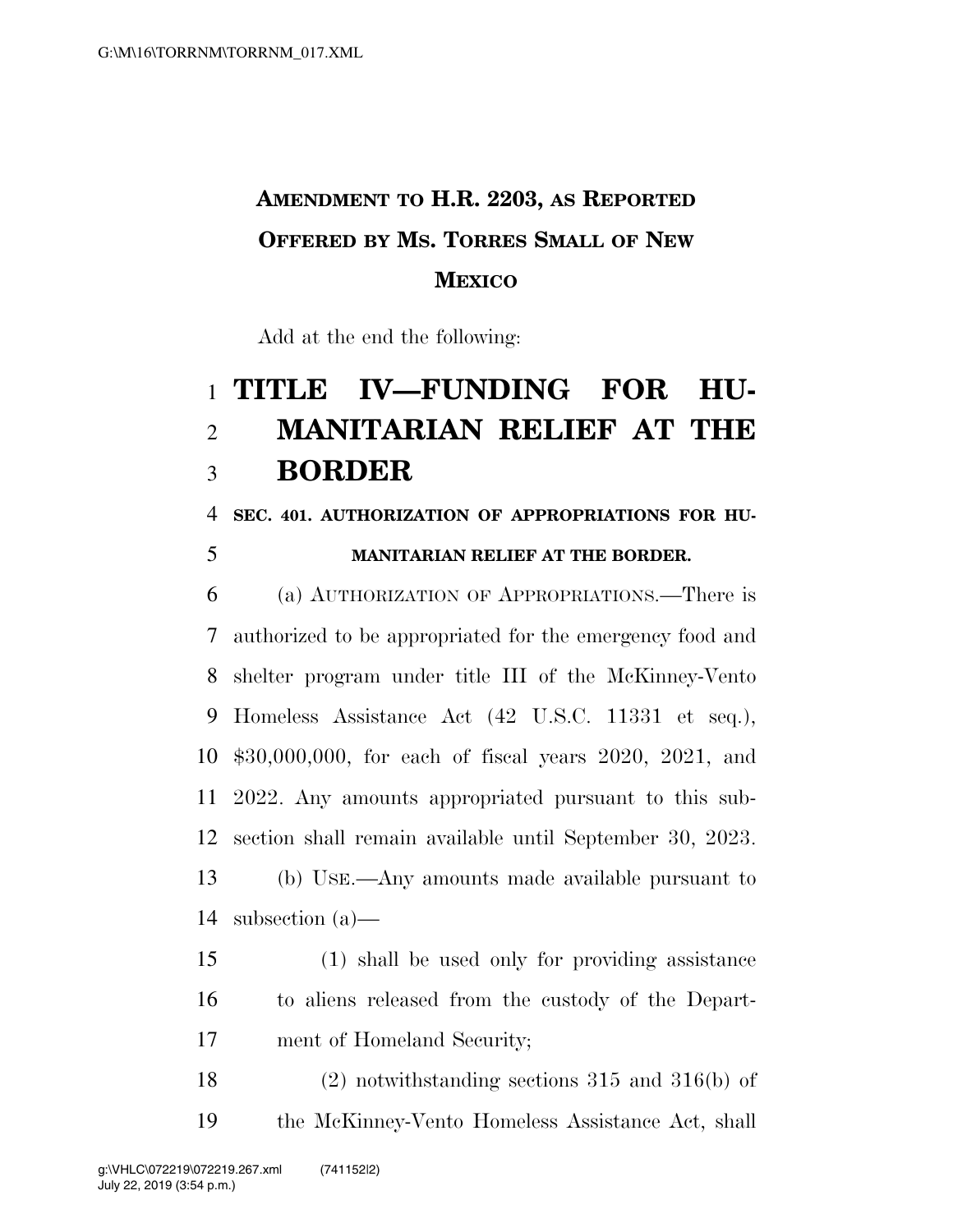**AMENDMENT TO H.R. 2203, AS REPORTED OFFERED BY MS. TORRES SMALL OF NEW MEXICO**

Add at the end the following:

# TITLE IV—FUNDING FOR HUMANITARIAN RELIEF AT THE BORDER

## SEC. 401. AUTHORIZATION OF APPROPRIATIONS FOR HUMANITARIAN RELIEF AT THE BORDER.

(a) AUTHORIZATION OF APPROPRIATIONS.—There is authorized to be appropriated for the emergency food and shelter program under title III of the McKinney-Vento Homeless Assistance Act (42 U.S.C. 11331 et seq.), $30,000,000, for each of fiscal years 2020, 2021, and 2022. Any amounts appropriated pursuant to this subsection shall remain available until September 30, 2023.

(b) USE.—Any amounts made available pursuant to subsection (a)—

(1) shall be used only for providing assistance to aliens released from the custody of the Department of Homeland Security;

(2) notwithstanding sections 315 and 316(b) of the McKinney-Vento Homeless Assistance Act, shall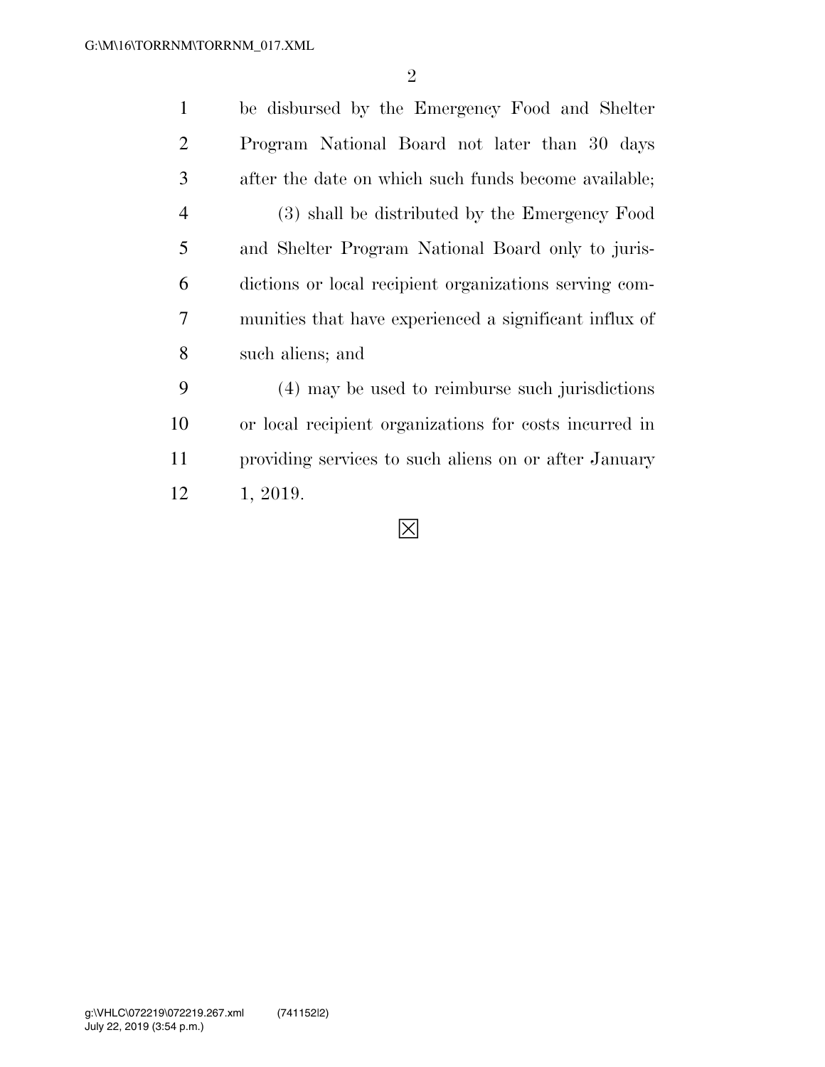be disbursed by the Emergency Food and Shelter Program National Board not later than 30 days after the date on which such funds become available;

(3) shall be distributed by the Emergency Food and Shelter Program National Board only to jurisdictions or local recipient organizations serving communities that have experienced a significant influx of such aliens; and

(4) may be used to reimburse such jurisdictions or local recipient organizations for costs incurred in providing services to such aliens on or after January 1, 2019.